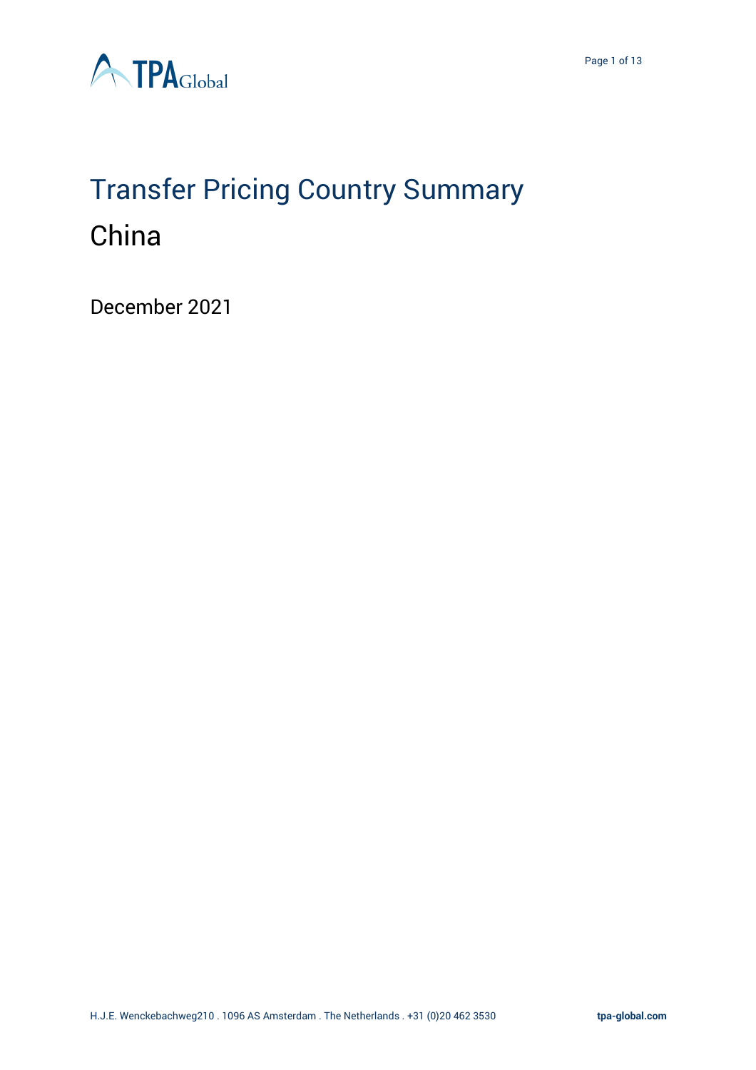# Transfer Pricing Country Summary

## China

December 2021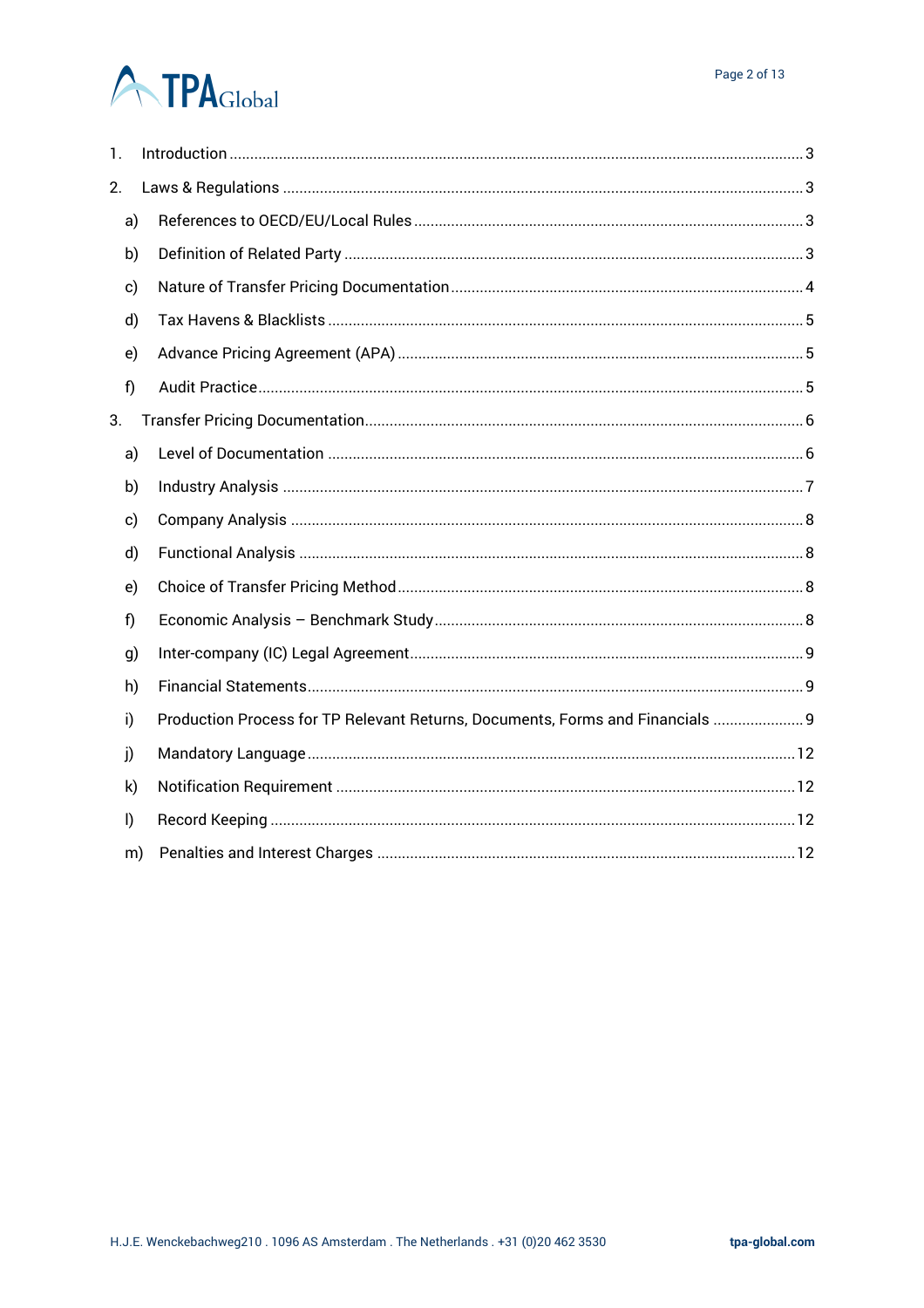1. Introduction ... 3
2. Laws & Regulations ... 3
   a) References to OECD/EU/Local Rules ... 3
   b) Definition of Related Party ... 3
   c) Nature of Transfer Pricing Documentation ... 4
   d) Tax Havens & Blacklists ... 5
   e) Advance Pricing Agreement (APA) ... 5
   f) Audit Practice ... 5
3. Transfer Pricing Documentation ... 6
   a) Level of Documentation ... 6
   b) Industry Analysis ... 7
   c) Company Analysis ... 8
   d) Functional Analysis ... 8
   e) Choice of Transfer Pricing Method ... 8
   f) Economic Analysis – Benchmark Study ... 8
   g) Inter-company (IC) Legal Agreement ... 9
   h) Financial Statements ... 9
   i) Production Process for TP Relevant Returns, Documents, Forms and Financials ... 9
   j) Mandatory Language ... 12
   k) Notification Requirement ... 12
   l) Record Keeping ... 12
   m) Penalties and Interest Charges ... 12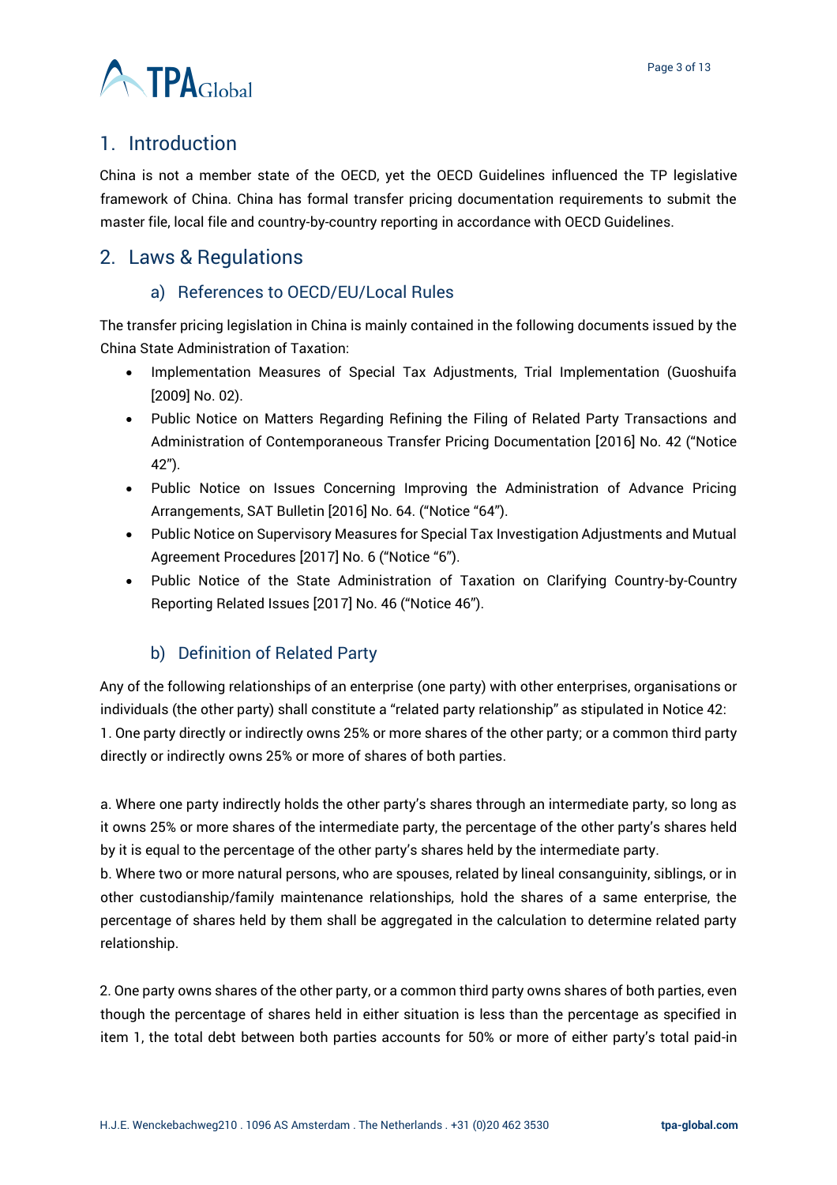## 1. Introduction

China is not a member state of the OECD, yet the OECD Guidelines influenced the TP legislative framework of China. China has formal transfer pricing documentation requirements to submit the master file, local file and country-by-country reporting in accordance with OECD Guidelines.

## 2. Laws & Regulations

### a) References to OECD/EU/Local Rules

The transfer pricing legislation in China is mainly contained in the following documents issued by the China State Administration of Taxation:

- Implementation Measures of Special Tax Adjustments, Trial Implementation (Guoshuifa [2009] No. 02).
- Public Notice on Matters Regarding Refining the Filing of Related Party Transactions and Administration of Contemporaneous Transfer Pricing Documentation [2016] No. 42 ("Notice 42").
- Public Notice on Issues Concerning Improving the Administration of Advance Pricing Arrangements, SAT Bulletin [2016] No. 64. ("Notice "64").
- Public Notice on Supervisory Measures for Special Tax Investigation Adjustments and Mutual Agreement Procedures [2017] No. 6 ("Notice "6").
- Public Notice of the State Administration of Taxation on Clarifying Country-by-Country Reporting Related Issues [2017] No. 46 ("Notice 46").

### b) Definition of Related Party

Any of the following relationships of an enterprise (one party) with other enterprises, organisations or individuals (the other party) shall constitute a "related party relationship" as stipulated in Notice 42:
1. One party directly or indirectly owns 25% or more shares of the other party; or a common third party directly or indirectly owns 25% or more of shares of both parties.

a. Where one party indirectly holds the other party's shares through an intermediate party, so long as it owns 25% or more shares of the intermediate party, the percentage of the other party's shares held by it is equal to the percentage of the other party's shares held by the intermediate party.
b. Where two or more natural persons, who are spouses, related by lineal consanguinity, siblings, or in other custodianship/family maintenance relationships, hold the shares of a same enterprise, the percentage of shares held by them shall be aggregated in the calculation to determine related party relationship.

2. One party owns shares of the other party, or a common third party owns shares of both parties, even though the percentage of shares held in either situation is less than the percentage as specified in item 1, the total debt between both parties accounts for 50% or more of either party's total paid-in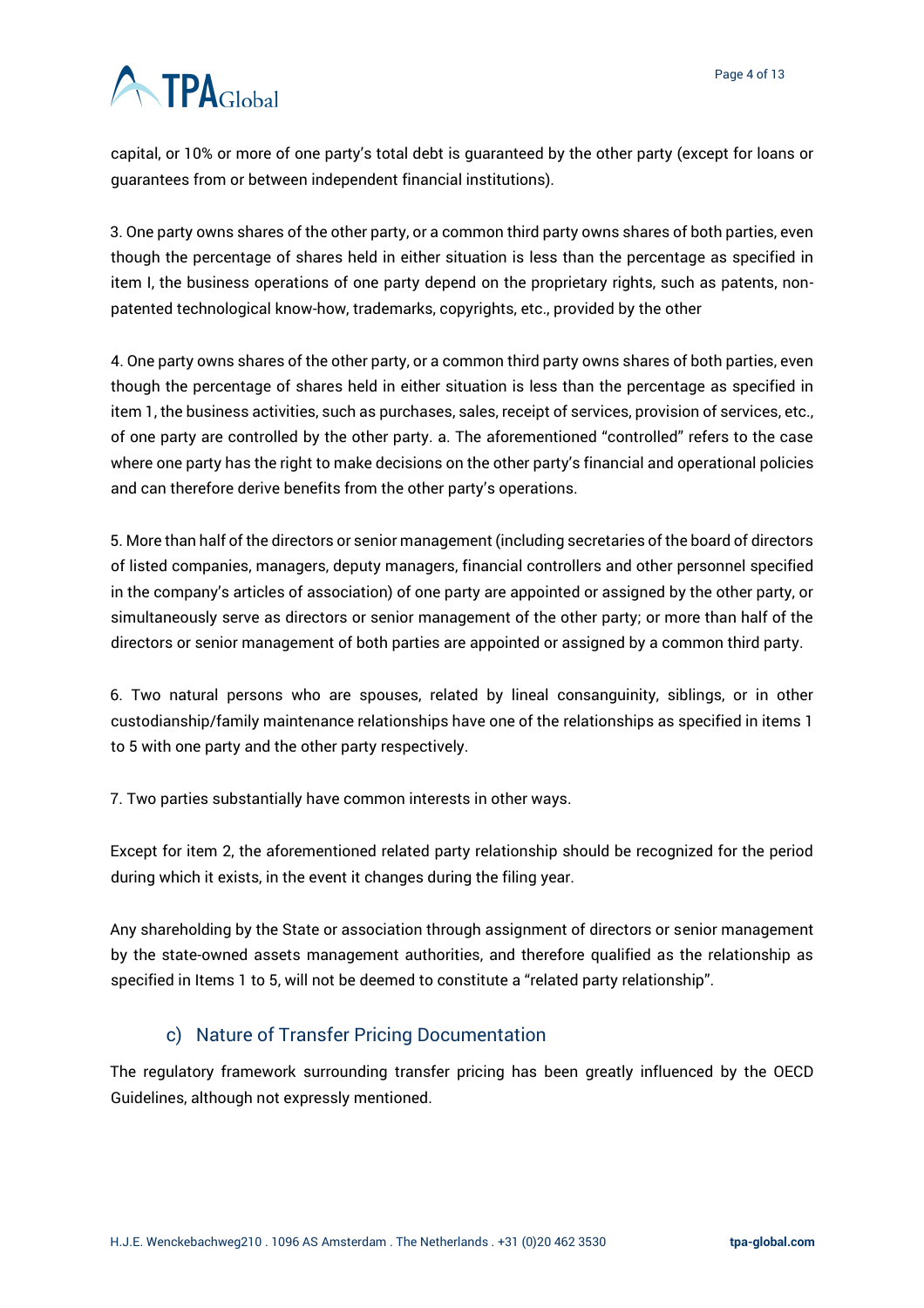capital, or 10% or more of one party's total debt is guaranteed by the other party (except for loans or guarantees from or between independent financial institutions).

3. One party owns shares of the other party, or a common third party owns shares of both parties, even though the percentage of shares held in either situation is less than the percentage as specified in item I, the business operations of one party depend on the proprietary rights, such as patents, non-patented technological know-how, trademarks, copyrights, etc., provided by the other

4. One party owns shares of the other party, or a common third party owns shares of both parties, even though the percentage of shares held in either situation is less than the percentage as specified in item 1, the business activities, such as purchases, sales, receipt of services, provision of services, etc., of one party are controlled by the other party. a. The aforementioned "controlled" refers to the case where one party has the right to make decisions on the other party's financial and operational policies and can therefore derive benefits from the other party's operations.

5. More than half of the directors or senior management (including secretaries of the board of directors of listed companies, managers, deputy managers, financial controllers and other personnel specified in the company's articles of association) of one party are appointed or assigned by the other party, or simultaneously serve as directors or senior management of the other party; or more than half of the directors or senior management of both parties are appointed or assigned by a common third party.

6. Two natural persons who are spouses, related by lineal consanguinity, siblings, or in other custodianship/family maintenance relationships have one of the relationships as specified in items 1 to 5 with one party and the other party respectively.

7. Two parties substantially have common interests in other ways.

Except for item 2, the aforementioned related party relationship should be recognized for the period during which it exists, in the event it changes during the filing year.

Any shareholding by the State or association through assignment of directors or senior management by the state-owned assets management authorities, and therefore qualified as the relationship as specified in Items 1 to 5, will not be deemed to constitute a "related party relationship".

### c) Nature of Transfer Pricing Documentation

The regulatory framework surrounding transfer pricing has been greatly influenced by the OECD Guidelines, although not expressly mentioned.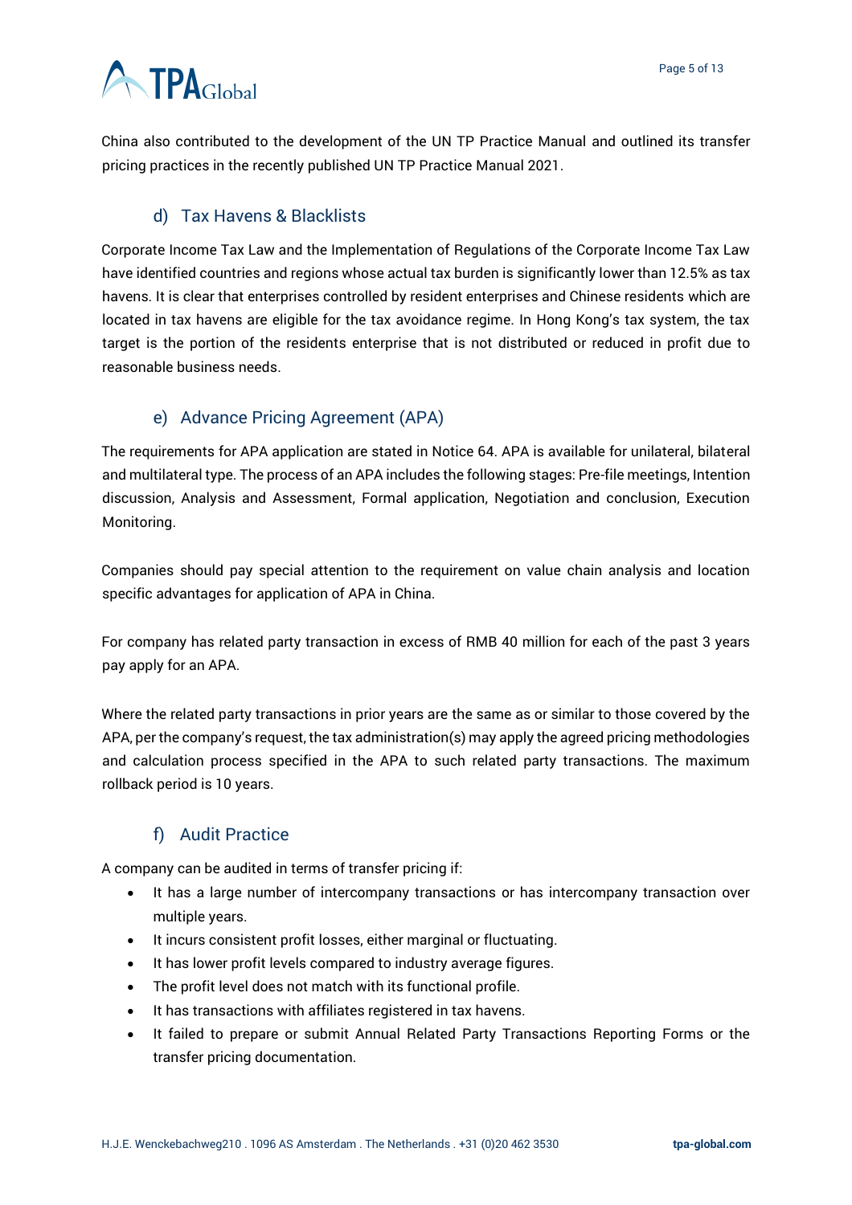China also contributed to the development of the UN TP Practice Manual and outlined its transfer pricing practices in the recently published UN TP Practice Manual 2021.

### d) Tax Havens & Blacklists

Corporate Income Tax Law and the Implementation of Regulations of the Corporate Income Tax Law have identified countries and regions whose actual tax burden is significantly lower than 12.5% as tax havens. It is clear that enterprises controlled by resident enterprises and Chinese residents which are located in tax havens are eligible for the tax avoidance regime. In Hong Kong's tax system, the tax target is the portion of the residents enterprise that is not distributed or reduced in profit due to reasonable business needs.

### e) Advance Pricing Agreement (APA)

The requirements for APA application are stated in Notice 64. APA is available for unilateral, bilateral and multilateral type. The process of an APA includes the following stages: Pre-file meetings, Intention discussion, Analysis and Assessment, Formal application, Negotiation and conclusion, Execution Monitoring.

Companies should pay special attention to the requirement on value chain analysis and location specific advantages for application of APA in China.

For company has related party transaction in excess of RMB 40 million for each of the past 3 years pay apply for an APA.

Where the related party transactions in prior years are the same as or similar to those covered by the APA, per the company's request, the tax administration(s) may apply the agreed pricing methodologies and calculation process specified in the APA to such related party transactions. The maximum rollback period is 10 years.

### f) Audit Practice

A company can be audited in terms of transfer pricing if:

- It has a large number of intercompany transactions or has intercompany transaction over multiple years.
- It incurs consistent profit losses, either marginal or fluctuating.
- It has lower profit levels compared to industry average figures.
- The profit level does not match with its functional profile.
- It has transactions with affiliates registered in tax havens.
- It failed to prepare or submit Annual Related Party Transactions Reporting Forms or the transfer pricing documentation.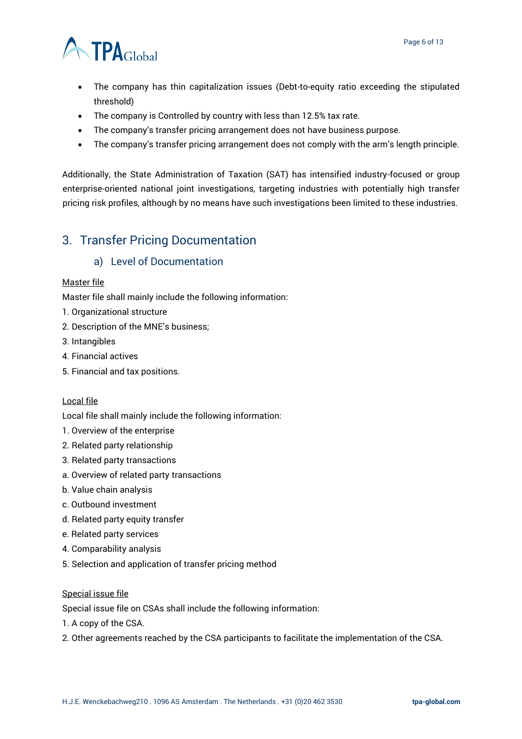- The company has thin capitalization issues (Debt-to-equity ratio exceeding the stipulated threshold)
- The company is Controlled by country with less than 12.5% tax rate.
- The company's transfer pricing arrangement does not have business purpose.
- The company's transfer pricing arrangement does not comply with the arm's length principle.

Additionally, the State Administration of Taxation (SAT) has intensified industry-focused or group enterprise-oriented national joint investigations, targeting industries with potentially high transfer pricing risk profiles, although by no means have such investigations been limited to these industries.

## 3. Transfer Pricing Documentation

### a) Level of Documentation

<u>Master file</u>

Master file shall mainly include the following information:

1. Organizational structure
2. Description of the MNE's business;
3. Intangibles
4. Financial actives
5. Financial and tax positions.

<u>Local file</u>

Local file shall mainly include the following information:

1. Overview of the enterprise
2. Related party relationship
3. Related party transactions

a. Overview of related party transactions

b. Value chain analysis

c. Outbound investment

d. Related party equity transfer

e. Related party services

4. Comparability analysis
5. Selection and application of transfer pricing method

<u>Special issue file</u>

Special issue file on CSAs shall include the following information:

1. A copy of the CSA.
2. Other agreements reached by the CSA participants to facilitate the implementation of the CSA.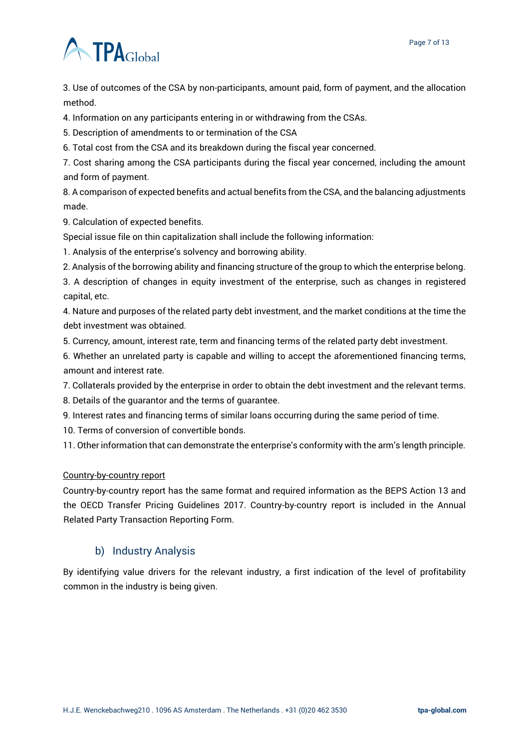3. Use of outcomes of the CSA by non-participants, amount paid, form of payment, and the allocation method.
4. Information on any participants entering in or withdrawing from the CSAs.
5. Description of amendments to or termination of the CSA
6. Total cost from the CSA and its breakdown during the fiscal year concerned.
7. Cost sharing among the CSA participants during the fiscal year concerned, including the amount and form of payment.
8. A comparison of expected benefits and actual benefits from the CSA, and the balancing adjustments made.
9. Calculation of expected benefits.

Special issue file on thin capitalization shall include the following information:

1. Analysis of the enterprise's solvency and borrowing ability.
2. Analysis of the borrowing ability and financing structure of the group to which the enterprise belong.
3. A description of changes in equity investment of the enterprise, such as changes in registered capital, etc.
4. Nature and purposes of the related party debt investment, and the market conditions at the time the debt investment was obtained.
5. Currency, amount, interest rate, term and financing terms of the related party debt investment.
6. Whether an unrelated party is capable and willing to accept the aforementioned financing terms, amount and interest rate.
7. Collaterals provided by the enterprise in order to obtain the debt investment and the relevant terms.
8. Details of the guarantor and the terms of guarantee.
9. Interest rates and financing terms of similar loans occurring during the same period of time.
10. Terms of conversion of convertible bonds.
11. Other information that can demonstrate the enterprise's conformity with the arm's length principle.

Country-by-country report

Country-by-country report has the same format and required information as the BEPS Action 13 and the OECD Transfer Pricing Guidelines 2017. Country-by-country report is included in the Annual Related Party Transaction Reporting Form.

## b) Industry Analysis

By identifying value drivers for the relevant industry, a first indication of the level of profitability common in the industry is being given.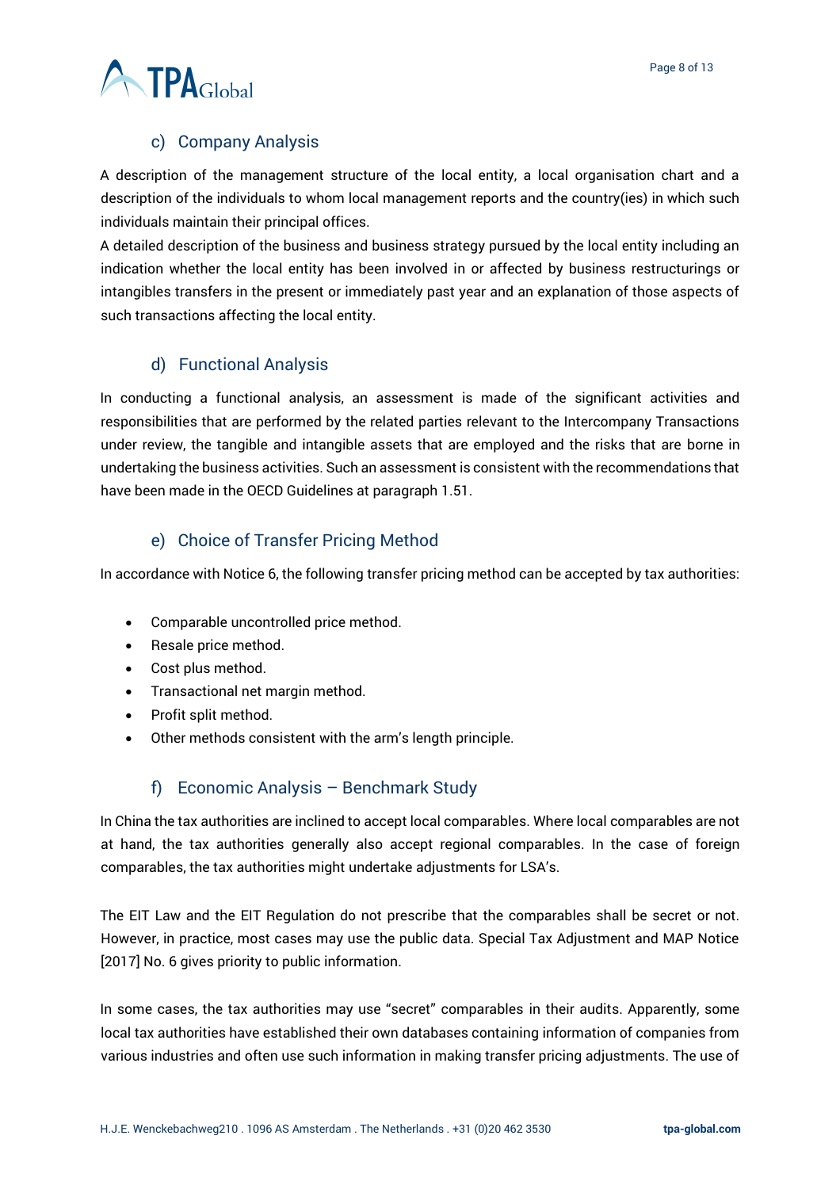### c) Company Analysis

A description of the management structure of the local entity, a local organisation chart and a description of the individuals to whom local management reports and the country(ies) in which such individuals maintain their principal offices.

A detailed description of the business and business strategy pursued by the local entity including an indication whether the local entity has been involved in or affected by business restructurings or intangibles transfers in the present or immediately past year and an explanation of those aspects of such transactions affecting the local entity.

### d) Functional Analysis

In conducting a functional analysis, an assessment is made of the significant activities and responsibilities that are performed by the related parties relevant to the Intercompany Transactions under review, the tangible and intangible assets that are employed and the risks that are borne in undertaking the business activities. Such an assessment is consistent with the recommendations that have been made in the OECD Guidelines at paragraph 1.51.

### e) Choice of Transfer Pricing Method

In accordance with Notice 6, the following transfer pricing method can be accepted by tax authorities:

- Comparable uncontrolled price method.
- Resale price method.
- Cost plus method.
- Transactional net margin method.
- Profit split method.
- Other methods consistent with the arm's length principle.

### f) Economic Analysis – Benchmark Study

In China the tax authorities are inclined to accept local comparables. Where local comparables are not at hand, the tax authorities generally also accept regional comparables. In the case of foreign comparables, the tax authorities might undertake adjustments for LSA's.

The EIT Law and the EIT Regulation do not prescribe that the comparables shall be secret or not. However, in practice, most cases may use the public data. Special Tax Adjustment and MAP Notice [2017] No. 6 gives priority to public information.

In some cases, the tax authorities may use "secret" comparables in their audits. Apparently, some local tax authorities have established their own databases containing information of companies from various industries and often use such information in making transfer pricing adjustments. The use of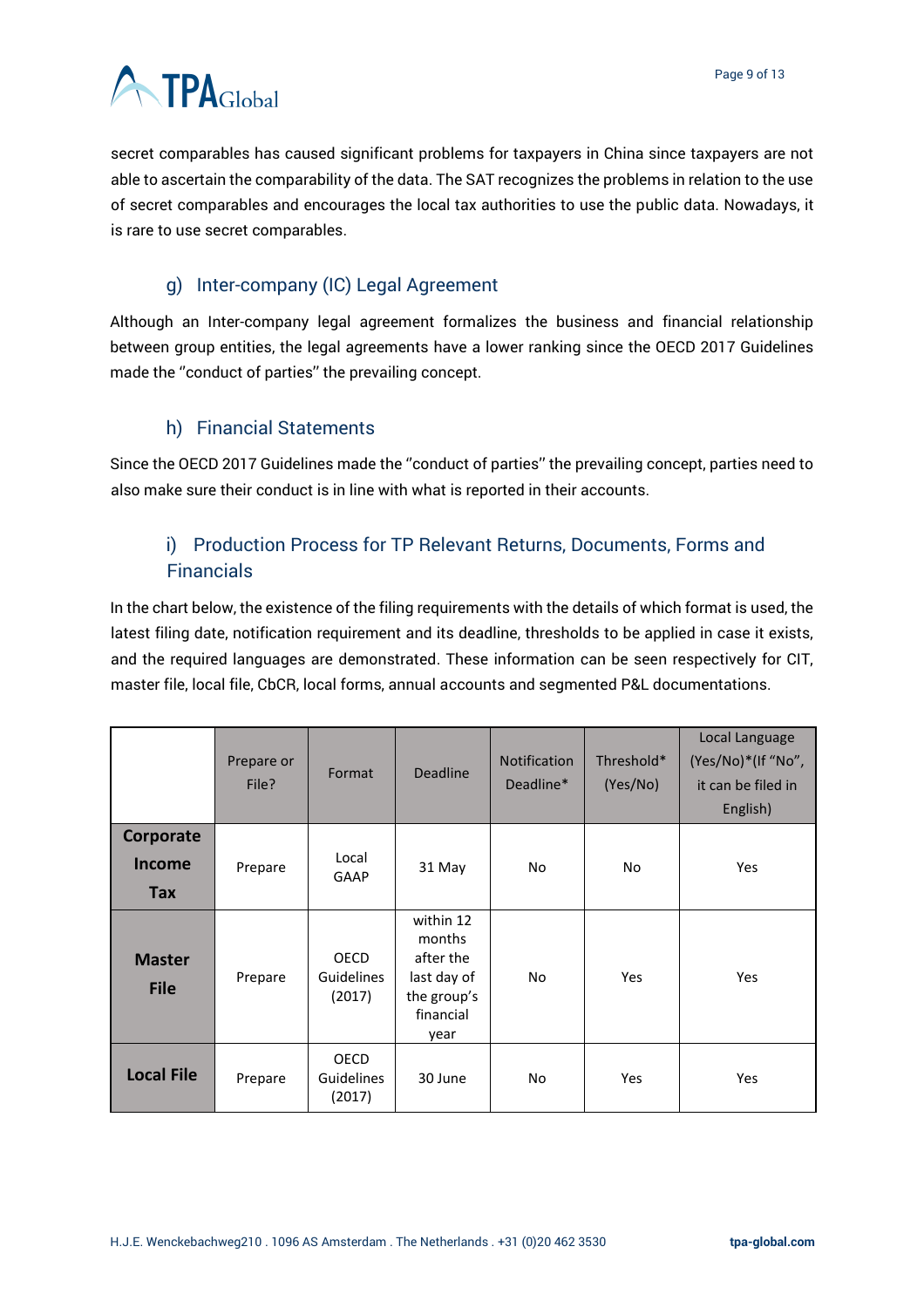secret comparables has caused significant problems for taxpayers in China since taxpayers are not able to ascertain the comparability of the data. The SAT recognizes the problems in relation to the use of secret comparables and encourages the local tax authorities to use the public data. Nowadays, it is rare to use secret comparables.

### g) Inter-company (IC) Legal Agreement

Although an Inter-company legal agreement formalizes the business and financial relationship between group entities, the legal agreements have a lower ranking since the OECD 2017 Guidelines made the ''conduct of parties'' the prevailing concept.

### h) Financial Statements

Since the OECD 2017 Guidelines made the ''conduct of parties'' the prevailing concept, parties need to also make sure their conduct is in line with what is reported in their accounts.

### i) Production Process for TP Relevant Returns, Documents, Forms and Financials

In the chart below, the existence of the filing requirements with the details of which format is used, the latest filing date, notification requirement and its deadline, thresholds to be applied in case it exists, and the required languages are demonstrated. These information can be seen respectively for CIT, master file, local file, CbCR, local forms, annual accounts and segmented P&L documentations.

| | Prepare or File? | Format | Deadline | Notification Deadline* | Threshold* (Yes/No) | Local Language (Yes/No)*(If "No", it can be filed in English) |
|---|---|---|---|---|---|---|
| **Corporate Income Tax** | Prepare | Local GAAP | 31 May | No | No | Yes |
| **Master File** | Prepare | OECD Guidelines (2017) | within 12 months after the last day of the group's financial year | No | Yes | Yes |
| **Local File** | Prepare | OECD Guidelines (2017) | 30 June | No | Yes | Yes |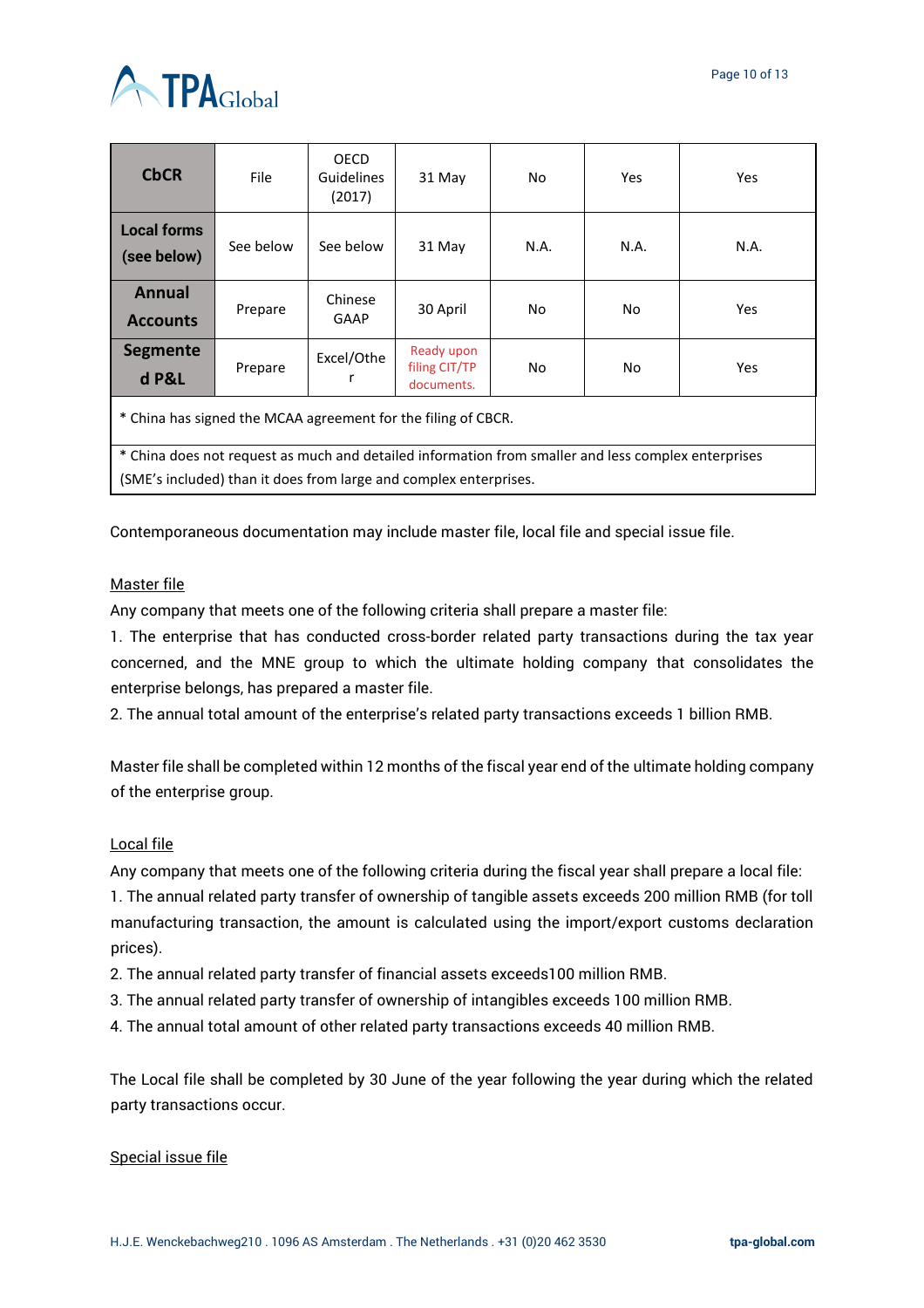| CbCR | File | OECD Guidelines (2017) | 31 May | No | Yes | Yes |
|---|---|---|---|---|---|---|
| **Local forms (see below)** | See below | See below | 31 May | N.A. | N.A. | N.A. |
| **Annual Accounts** | Prepare | Chinese GAAP | 30 April | No | No | Yes |
| **Segmented P&L** | Prepare | Excel/Other | Ready upon filing CIT/TP documents. | No | No | Yes |
| * China has signed the MCAA agreement for the filing of CBCR. | | | | | | |
| * China does not request as much and detailed information from smaller and less complex enterprises (SME's included) than it does from large and complex enterprises. | | | | | | |

Contemporaneous documentation may include master file, local file and special issue file.

Master file

Any company that meets one of the following criteria shall prepare a master file:

1. The enterprise that has conducted cross-border related party transactions during the tax year concerned, and the MNE group to which the ultimate holding company that consolidates the enterprise belongs, has prepared a master file.
2. The annual total amount of the enterprise's related party transactions exceeds 1 billion RMB.

Master file shall be completed within 12 months of the fiscal year end of the ultimate holding company of the enterprise group.

Local file

Any company that meets one of the following criteria during the fiscal year shall prepare a local file:

1. The annual related party transfer of ownership of tangible assets exceeds 200 million RMB (for toll manufacturing transaction, the amount is calculated using the import/export customs declaration prices).
2. The annual related party transfer of financial assets exceeds100 million RMB.
3. The annual related party transfer of ownership of intangibles exceeds 100 million RMB.
4. The annual total amount of other related party transactions exceeds 40 million RMB.

The Local file shall be completed by 30 June of the year following the year during which the related party transactions occur.

Special issue file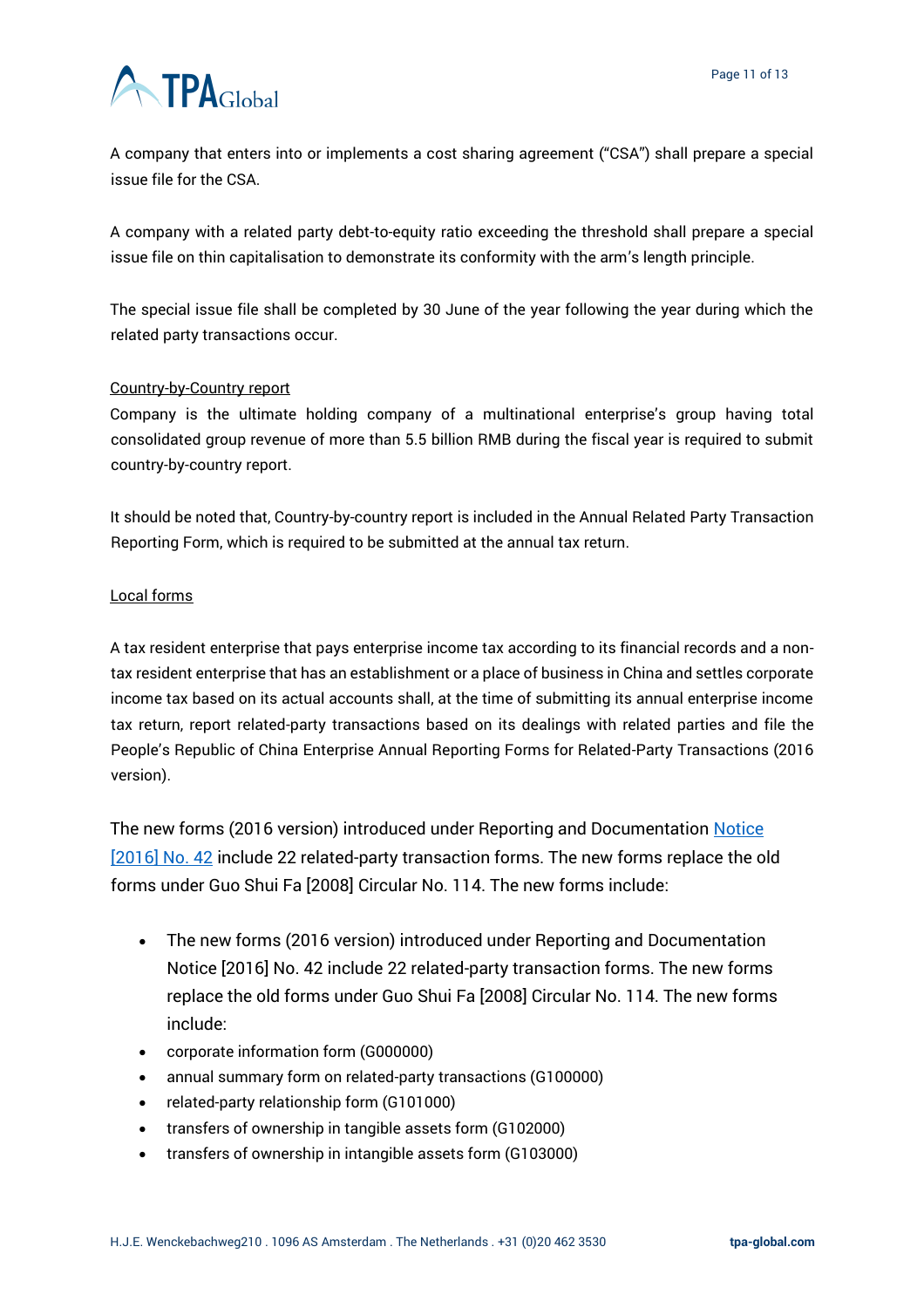A company that enters into or implements a cost sharing agreement ("CSA") shall prepare a special issue file for the CSA.

A company with a related party debt-to-equity ratio exceeding the threshold shall prepare a special issue file on thin capitalisation to demonstrate its conformity with the arm's length principle.

The special issue file shall be completed by 30 June of the year following the year during which the related party transactions occur.

<u>Country-by-Country report</u>

Company is the ultimate holding company of a multinational enterprise's group having total consolidated group revenue of more than 5.5 billion RMB during the fiscal year is required to submit country-by-country report.

It should be noted that, Country-by-country report is included in the Annual Related Party Transaction Reporting Form, which is required to be submitted at the annual tax return.

<u>Local forms</u>

A tax resident enterprise that pays enterprise income tax according to its financial records and a non-tax resident enterprise that has an establishment or a place of business in China and settles corporate income tax based on its actual accounts shall, at the time of submitting its annual enterprise income tax return, report related-party transactions based on its dealings with related parties and file the People's Republic of China Enterprise Annual Reporting Forms for Related-Party Transactions (2016 version).

The new forms (2016 version) introduced under Reporting and Documentation [Notice [2016] No. 42] include 22 related-party transaction forms. The new forms replace the old forms under Guo Shui Fa [2008] Circular No. 114. The new forms include:

- The new forms (2016 version) introduced under Reporting and Documentation Notice [2016] No. 42 include 22 related-party transaction forms. The new forms replace the old forms under Guo Shui Fa [2008] Circular No. 114. The new forms include:
- corporate information form (G000000)
- annual summary form on related-party transactions (G100000)
- related-party relationship form (G101000)
- transfers of ownership in tangible assets form (G102000)
- transfers of ownership in intangible assets form (G103000)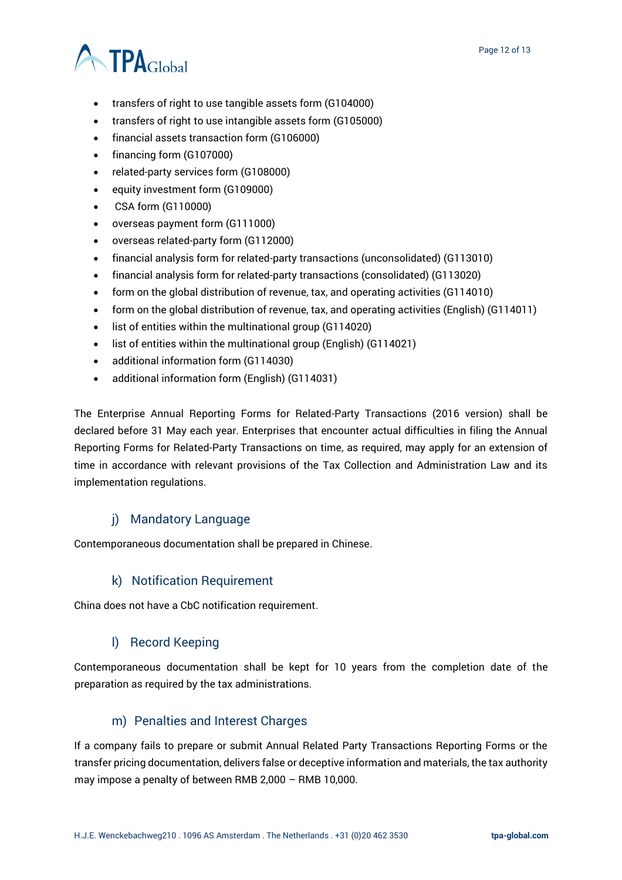- transfers of right to use tangible assets form (G104000)
- transfers of right to use intangible assets form (G105000)
- financial assets transaction form (G106000)
- financing form (G107000)
- related-party services form (G108000)
- equity investment form (G109000)
- CSA form (G110000)
- overseas payment form (G111000)
- overseas related-party form (G112000)
- financial analysis form for related-party transactions (unconsolidated) (G113010)
- financial analysis form for related-party transactions (consolidated) (G113020)
- form on the global distribution of revenue, tax, and operating activities (G114010)
- form on the global distribution of revenue, tax, and operating activities (English) (G114011)
- list of entities within the multinational group (G114020)
- list of entities within the multinational group (English) (G114021)
- additional information form (G114030)
- additional information form (English) (G114031)

The Enterprise Annual Reporting Forms for Related-Party Transactions (2016 version) shall be declared before 31 May each year. Enterprises that encounter actual difficulties in filing the Annual Reporting Forms for Related-Party Transactions on time, as required, may apply for an extension of time in accordance with relevant provisions of the Tax Collection and Administration Law and its implementation regulations.

### j) Mandatory Language

Contemporaneous documentation shall be prepared in Chinese.

### k) Notification Requirement

China does not have a CbC notification requirement.

### l) Record Keeping

Contemporaneous documentation shall be kept for 10 years from the completion date of the preparation as required by the tax administrations.

### m) Penalties and Interest Charges

If a company fails to prepare or submit Annual Related Party Transactions Reporting Forms or the transfer pricing documentation, delivers false or deceptive information and materials, the tax authority may impose a penalty of between RMB 2,000 – RMB 10,000.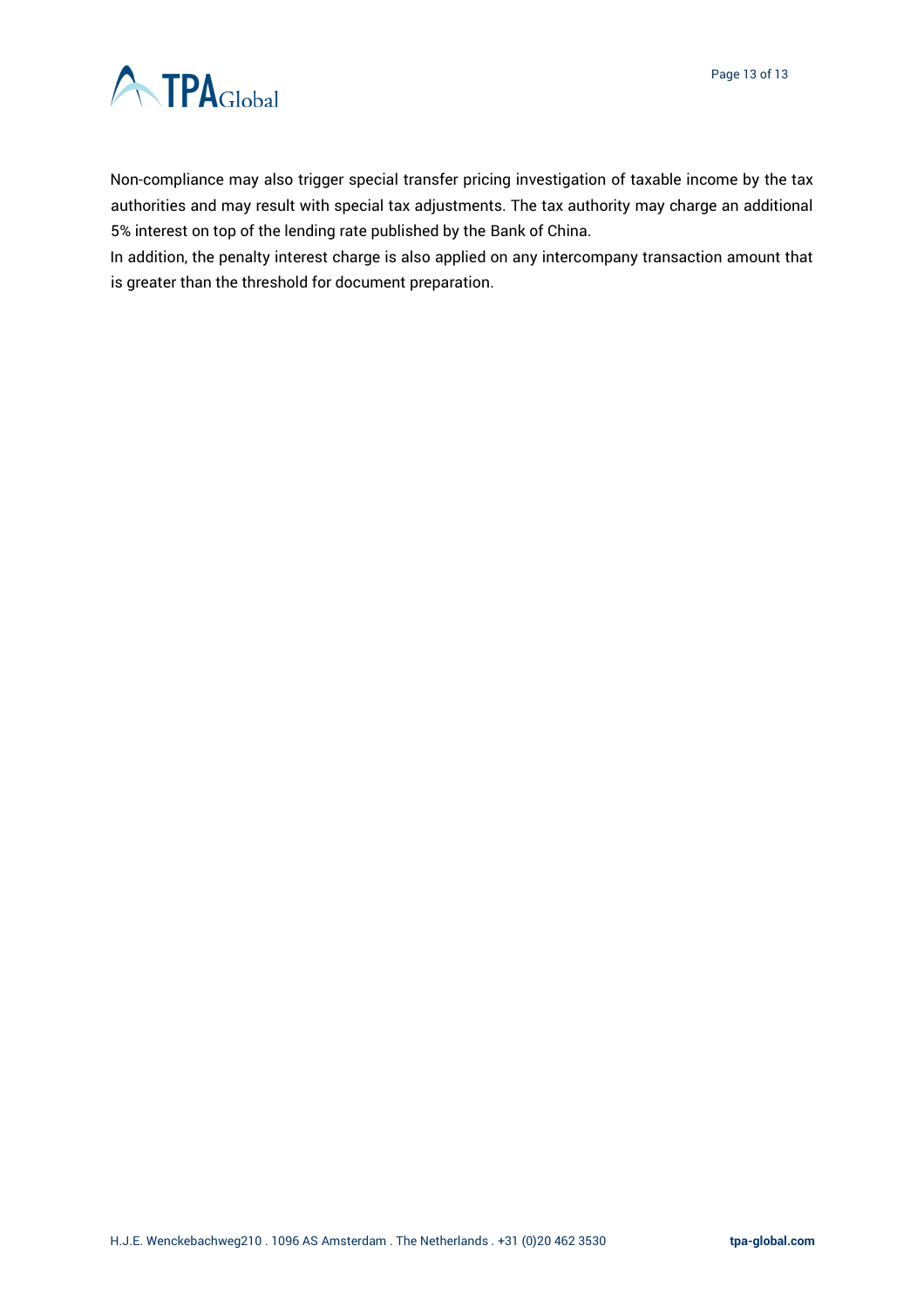Non-compliance may also trigger special transfer pricing investigation of taxable income by the tax authorities and may result with special tax adjustments. The tax authority may charge an additional 5% interest on top of the lending rate published by the Bank of China.

In addition, the penalty interest charge is also applied on any intercompany transaction amount that is greater than the threshold for document preparation.